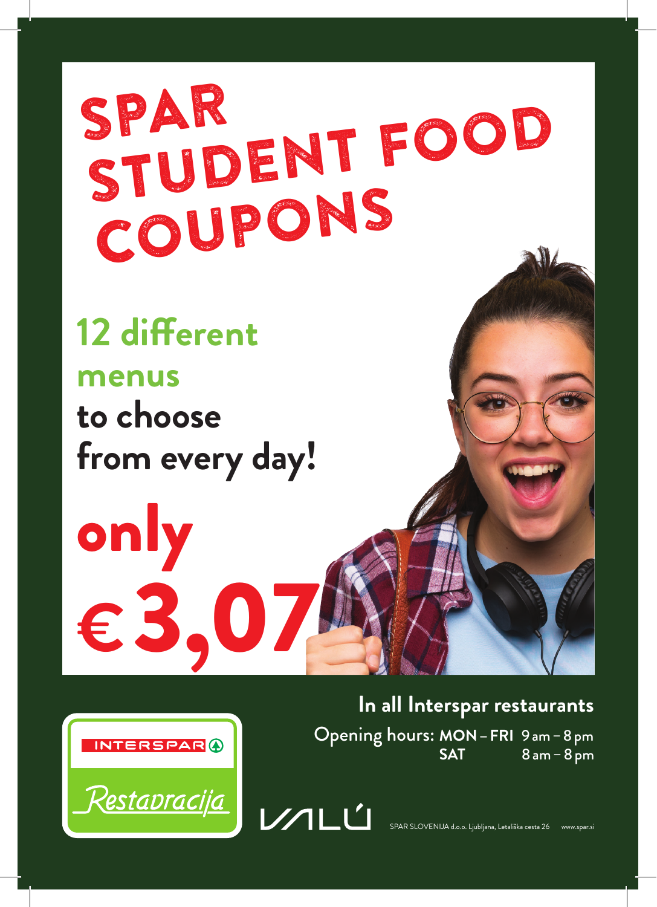# SPAR STUDENT FOOD COUPONS

**12 different menus**
**to choose from every day!**

**only €3,07**

**In all Interspar restaurants**

Opening hours: **MON – FRI** 9 am – 8 pm
**SAT** 8 am – 8 pm

INTERSPAR

Restavracija

VALÚ

SPAR SLOVENIJA d.o.o. Ljubljana, Letališka cesta 26 www.spar.si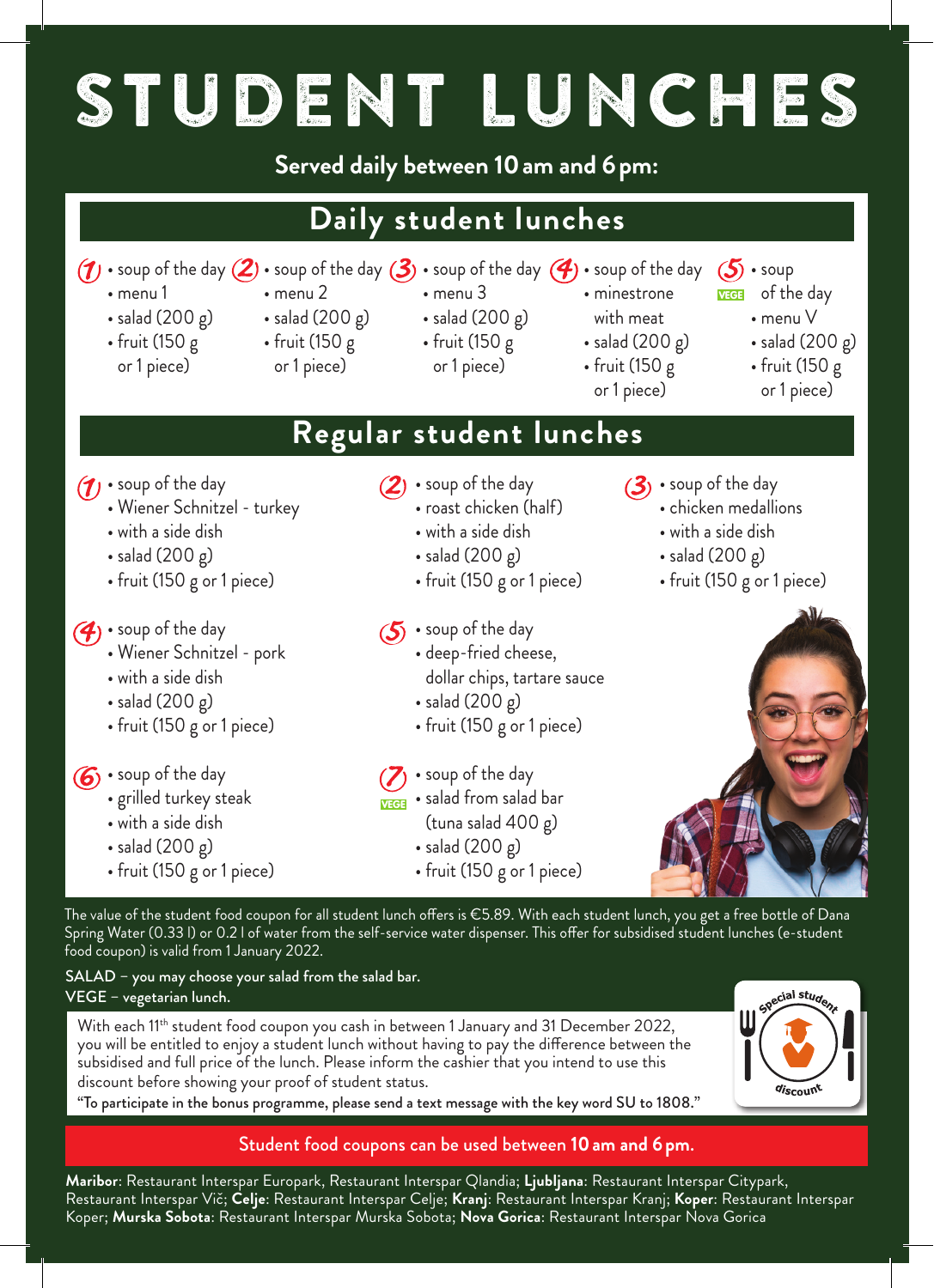# STUDENT LUNCHES

**Served daily between 10 am and 6 pm:**

## Daily student lunches

**1**
- soup of the day
- menu 1
- salad (200 g)
- fruit (150 g or 1 piece)

**2**
- soup of the day
- menu 2
- salad (200 g)
- fruit (150 g or 1 piece)

**3**
- soup of the day
- menu 3
- salad (200 g)
- fruit (150 g or 1 piece)

**4**
- soup of the day
- minestrone with meat
- salad (200 g)
- fruit (150 g or 1 piece)

**5** VEGE
- soup of the day
- menu V
- salad (200 g)
- fruit (150 g or 1 piece)

## Regular student lunches

**1**
- soup of the day
- Wiener Schnitzel - turkey
- with a side dish
- salad (200 g)
- fruit (150 g or 1 piece)

**2**
- soup of the day
- roast chicken (half)
- with a side dish
- salad (200 g)
- fruit (150 g or 1 piece)

**3**
- soup of the day
- chicken medallions
- with a side dish
- salad (200 g)
- fruit (150 g or 1 piece)

**4**
- soup of the day
- Wiener Schnitzel - pork
- with a side dish
- salad (200 g)
- fruit (150 g or 1 piece)

**5**
- soup of the day
- deep-fried cheese, dollar chips, tartare sauce
- salad (200 g)
- fruit (150 g or 1 piece)

**6**
- soup of the day
- grilled turkey steak
- with a side dish
- salad (200 g)
- fruit (150 g or 1 piece)

**7** VEGE
- soup of the day
- salad from salad bar (tuna salad 400 g)
- salad (200 g)
- fruit (150 g or 1 piece)

The value of the student food coupon for all student lunch offers is €5.89. With each student lunch, you get a free bottle of Dana Spring Water (0.33 l) or 0.2 l of water from the self-service water dispenser. This offer for subsidised student lunches (e-student food coupon) is valid from 1 January 2022.

**SALAD – you may choose your salad from the salad bar.**
**VEGE – vegetarian lunch.**

With each 11th student food coupon you cash in between 1 January and 31 December 2022, you will be entitled to enjoy a student lunch without having to pay the difference between the subsidised and full price of the lunch. Please inform the cashier that you intend to use this discount before showing your proof of student status.
"To participate in the bonus programme, please send a text message with the key word SU to 1808."

Special student discount

**Student food coupons can be used between 10 am and 6 pm.**

**Maribor**: Restaurant Interspar Europark, Restaurant Interspar Qlandia; **Ljubljana**: Restaurant Interspar Citypark, Restaurant Interspar Vič; **Celje**: Restaurant Interspar Celje; **Kranj**: Restaurant Interspar Kranj; **Koper**: Restaurant Interspar Koper; **Murska Sobota**: Restaurant Interspar Murska Sobota; **Nova Gorica**: Restaurant Interspar Nova Gorica